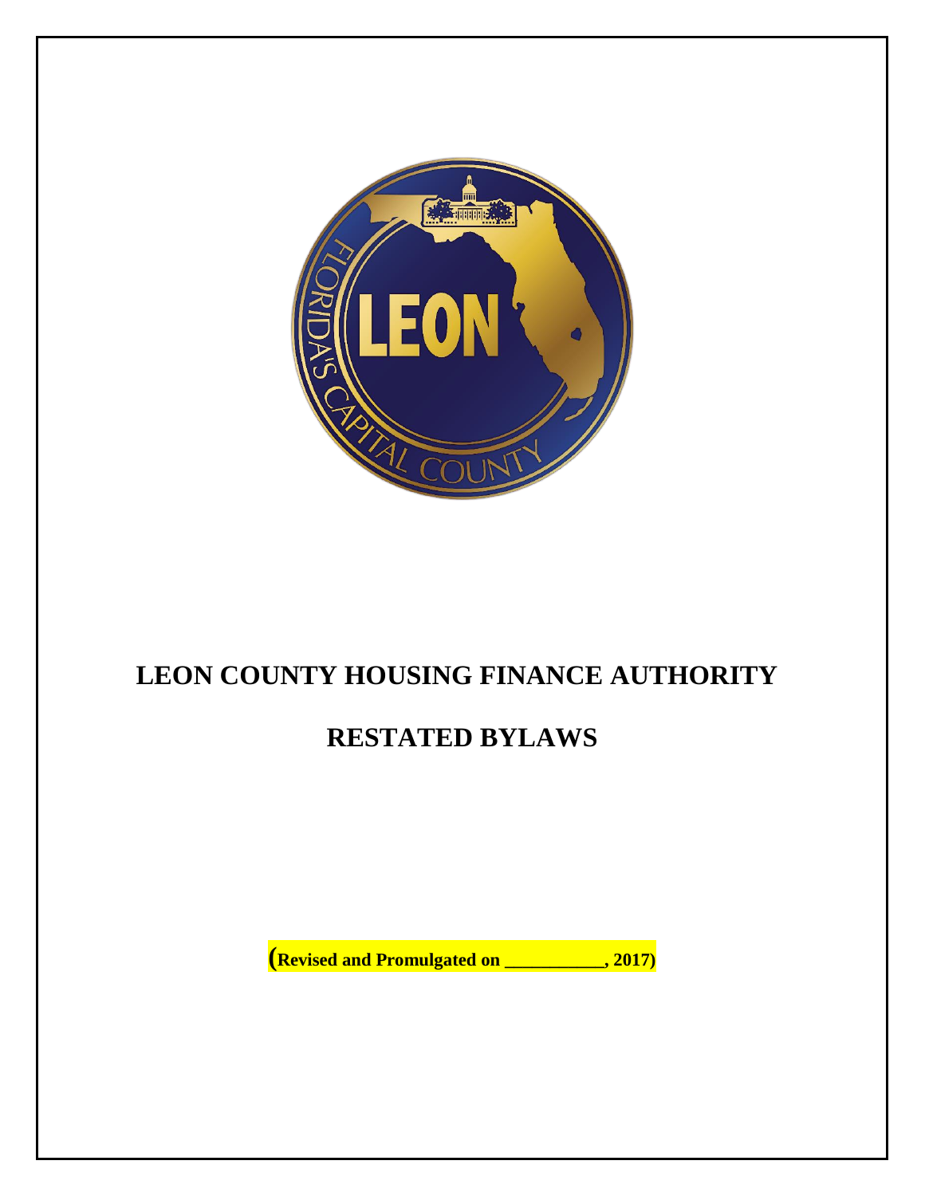# LEON COUNTY HOUSING FINANCE AUTHORITY

# RESTATED BYLAWS

**(Revised and Promulgated on \_\_\_\_\_\_\_\_\_\_\_, 2017)**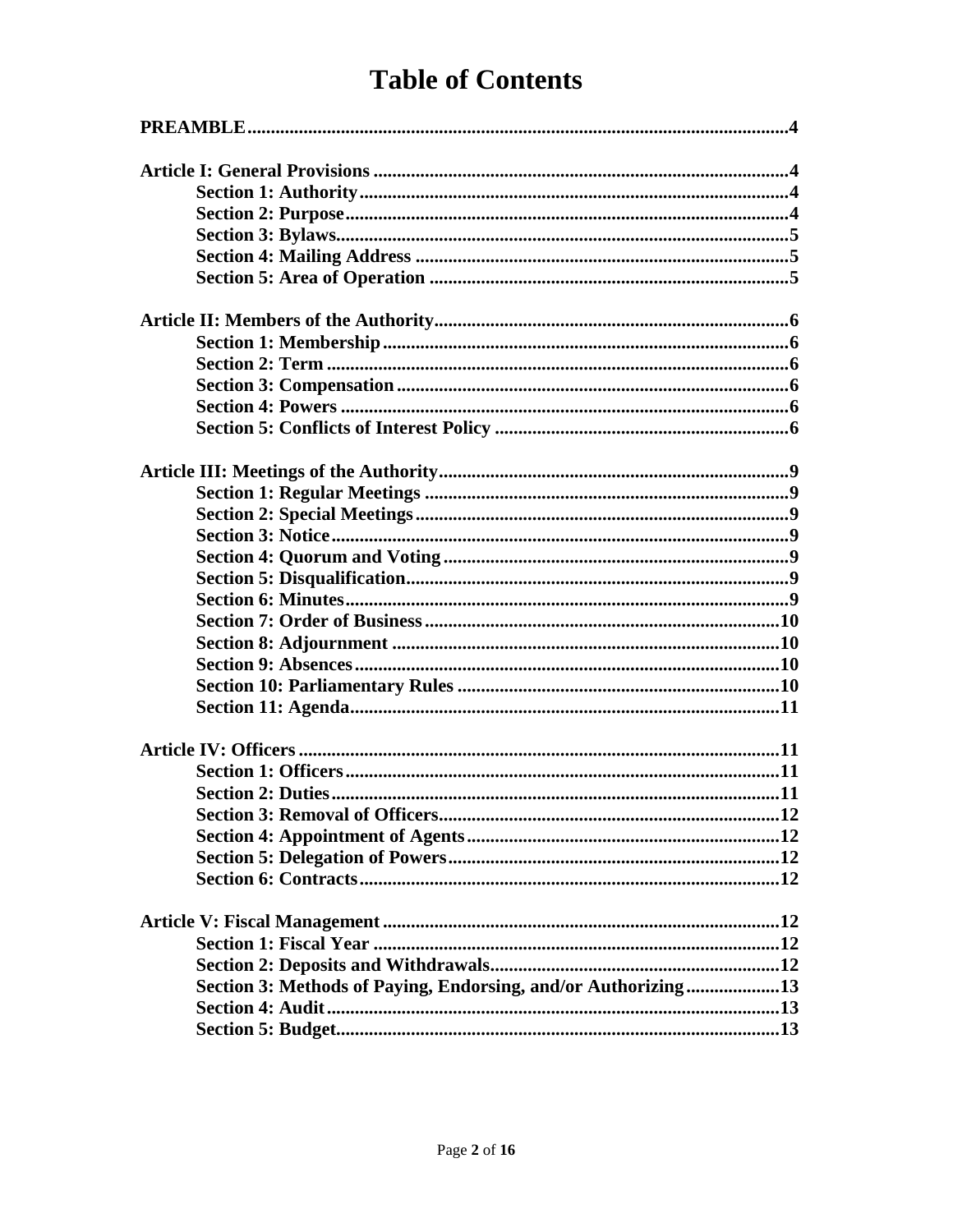# Table of Contents

**PREAMBLE**....................................................................................................**4**

**Article I: General Provisions**.........................................................................**4**
- **Section 1: Authority**.............................................................................**4**
- **Section 2: Purpose**...............................................................................**4**
- **Section 3: Bylaws**.................................................................................**5**
- **Section 4: Mailing Address**.................................................................**5**
- **Section 5: Area of Operation**..............................................................**5**

**Article II: Members of the Authority**..............................................................**6**
- **Section 1: Membership**........................................................................**6**
- **Section 2: Term**....................................................................................**6**
- **Section 3: Compensation**.....................................................................**6**
- **Section 4: Powers**.................................................................................**6**
- **Section 5: Conflicts of Interest Policy**...............................................**6**

**Article III: Meetings of the Authority**............................................................**9**
- **Section 1: Regular Meetings**..............................................................**9**
- **Section 2: Special Meetings**................................................................**9**
- **Section 3: Notice**..................................................................................**9**
- **Section 4: Quorum and Voting**...........................................................**9**
- **Section 5: Disqualification**..................................................................**9**
- **Section 6: Minutes**...............................................................................**9**
- **Section 7: Order of Business**.............................................................**10**
- **Section 8: Adjournment**.....................................................................**10**
- **Section 9: Absences**...........................................................................**10**
- **Section 10: Parliamentary Rules**.......................................................**10**
- **Section 11: Agenda**............................................................................**11**

**Article IV: Officers**........................................................................................**11**
- **Section 1: Officers**..............................................................................**11**
- **Section 2: Duties**.................................................................................**11**
- **Section 3: Removal of Officers**..........................................................**12**
- **Section 4: Appointment of Agents**....................................................**12**
- **Section 5: Delegation of Powers**.......................................................**12**
- **Section 6: Contracts**...........................................................................**12**

**Article V: Fiscal Management**......................................................................**12**
- **Section 1: Fiscal Year**........................................................................**12**
- **Section 2: Deposits and Withdrawals**...............................................**12**
- **Section 3: Methods of Paying, Endorsing, and/or Authorizing**.......**13**
- **Section 4: Audit**..................................................................................**13**
- **Section 5: Budget**...............................................................................**13**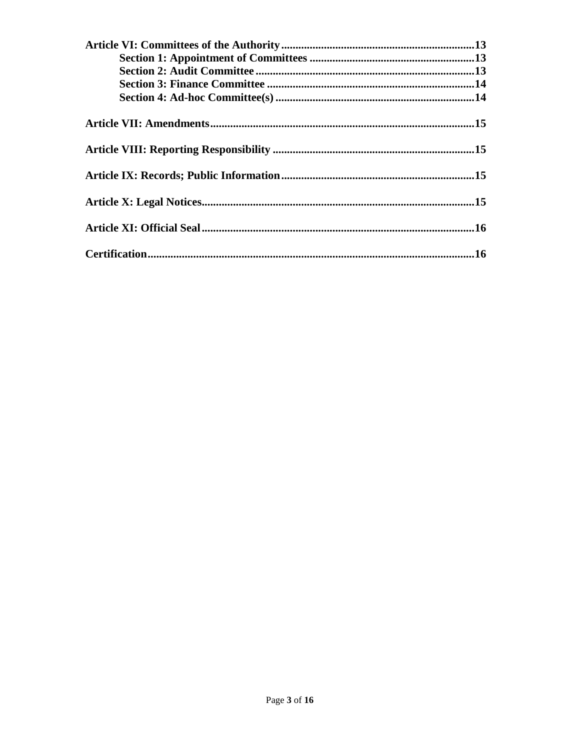**Article VI: Committees of the Authority....................................................................13**

  **Section 1: Appointment of Committees ..........................................................13**

  **Section 2: Audit Committee ............................................................................13**

  **Section 3: Finance Committee .........................................................................14**

  **Section 4: Ad-hoc Committee(s) ......................................................................14**

**Article VII: Amendments............................................................................................15**

**Article VIII: Reporting Responsibility .......................................................................15**

**Article IX: Records; Public Information...................................................................15**

**Article X: Legal Notices...............................................................................................15**

**Article XI: Official Seal...............................................................................................16**

**Certification..................................................................................................................16**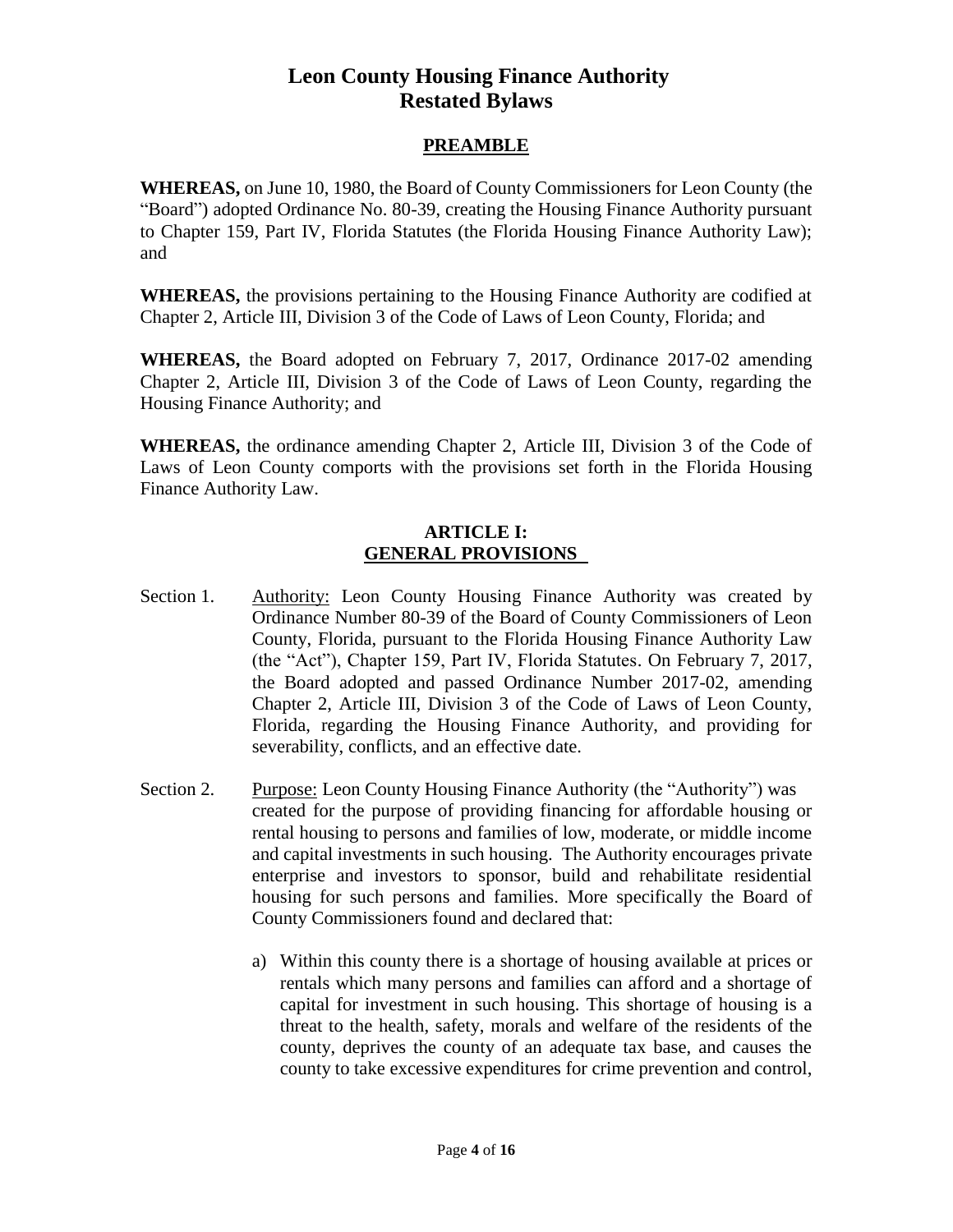# Leon County Housing Finance Authority
# Restated Bylaws

## PREAMBLE

**WHEREAS,** on June 10, 1980, the Board of County Commissioners for Leon County (the "Board") adopted Ordinance No. 80-39, creating the Housing Finance Authority pursuant to Chapter 159, Part IV, Florida Statutes (the Florida Housing Finance Authority Law); and

**WHEREAS,** the provisions pertaining to the Housing Finance Authority are codified at Chapter 2, Article III, Division 3 of the Code of Laws of Leon County, Florida; and

**WHEREAS,** the Board adopted on February 7, 2017, Ordinance 2017-02 amending Chapter 2, Article III, Division 3 of the Code of Laws of Leon County, regarding the Housing Finance Authority; and

**WHEREAS,** the ordinance amending Chapter 2, Article III, Division 3 of the Code of Laws of Leon County comports with the provisions set forth in the Florida Housing Finance Authority Law.

## ARTICLE I: GENERAL PROVISIONS

Section 1. Authority: Leon County Housing Finance Authority was created by Ordinance Number 80-39 of the Board of County Commissioners of Leon County, Florida, pursuant to the Florida Housing Finance Authority Law (the "Act"), Chapter 159, Part IV, Florida Statutes. On February 7, 2017, the Board adopted and passed Ordinance Number 2017-02, amending Chapter 2, Article III, Division 3 of the Code of Laws of Leon County, Florida, regarding the Housing Finance Authority, and providing for severability, conflicts, and an effective date.

Section 2. Purpose: Leon County Housing Finance Authority (the "Authority") was created for the purpose of providing financing for affordable housing or rental housing to persons and families of low, moderate, or middle income and capital investments in such housing. The Authority encourages private enterprise and investors to sponsor, build and rehabilitate residential housing for such persons and families. More specifically the Board of County Commissioners found and declared that:

a) Within this county there is a shortage of housing available at prices or rentals which many persons and families can afford and a shortage of capital for investment in such housing. This shortage of housing is a threat to the health, safety, morals and welfare of the residents of the county, deprives the county of an adequate tax base, and causes the county to take excessive expenditures for crime prevention and control,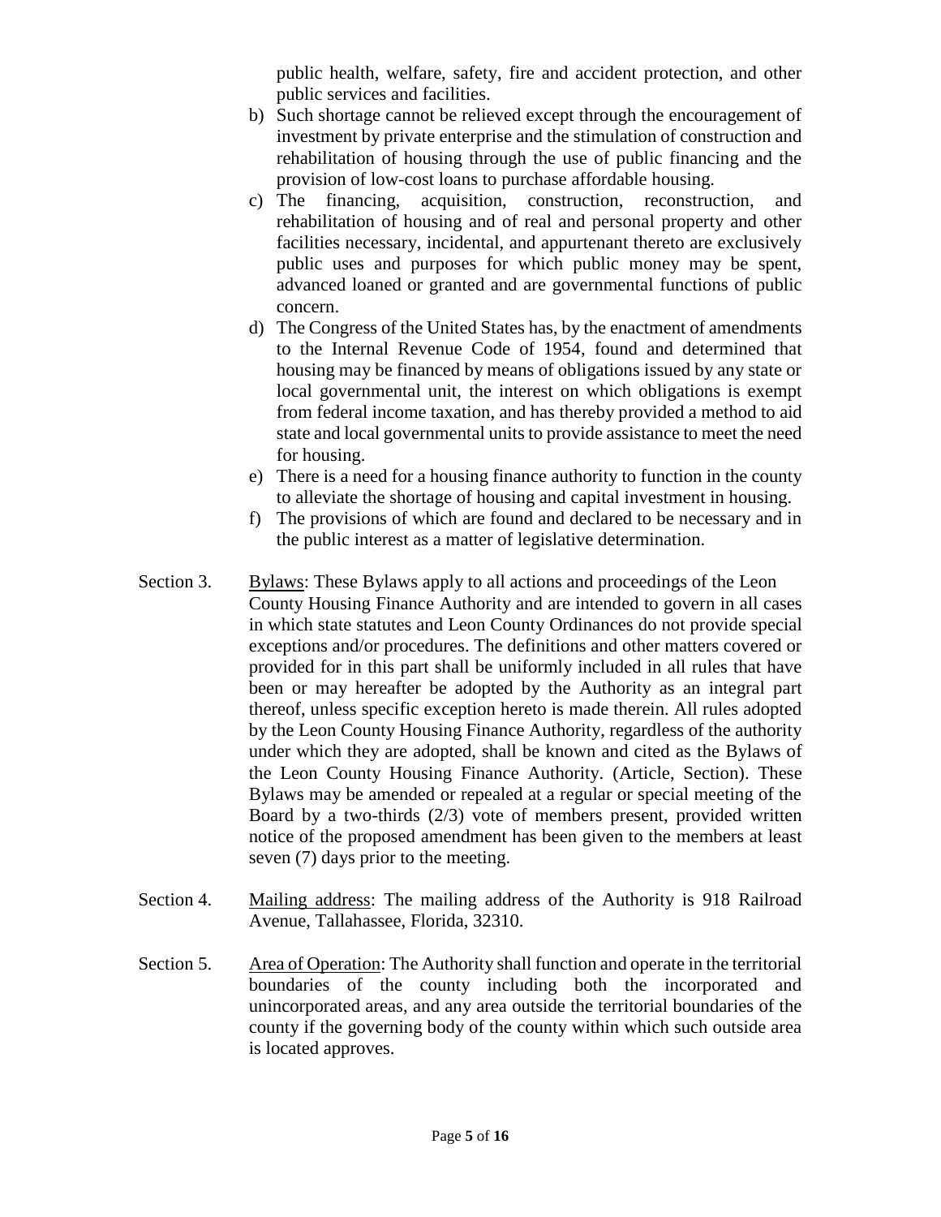public health, welfare, safety, fire and accident protection, and other public services and facilities.

b) Such shortage cannot be relieved except through the encouragement of investment by private enterprise and the stimulation of construction and rehabilitation of housing through the use of public financing and the provision of low-cost loans to purchase affordable housing.

c) The financing, acquisition, construction, reconstruction, and rehabilitation of housing and of real and personal property and other facilities necessary, incidental, and appurtenant thereto are exclusively public uses and purposes for which public money may be spent, advanced loaned or granted and are governmental functions of public concern.

d) The Congress of the United States has, by the enactment of amendments to the Internal Revenue Code of 1954, found and determined that housing may be financed by means of obligations issued by any state or local governmental unit, the interest on which obligations is exempt from federal income taxation, and has thereby provided a method to aid state and local governmental units to provide assistance to meet the need for housing.

e) There is a need for a housing finance authority to function in the county to alleviate the shortage of housing and capital investment in housing.

f) The provisions of which are found and declared to be necessary and in the public interest as a matter of legislative determination.

Section 3. Bylaws: These Bylaws apply to all actions and proceedings of the Leon County Housing Finance Authority and are intended to govern in all cases in which state statutes and Leon County Ordinances do not provide special exceptions and/or procedures. The definitions and other matters covered or provided for in this part shall be uniformly included in all rules that have been or may hereafter be adopted by the Authority as an integral part thereof, unless specific exception hereto is made therein. All rules adopted by the Leon County Housing Finance Authority, regardless of the authority under which they are adopted, shall be known and cited as the Bylaws of the Leon County Housing Finance Authority. (Article, Section). These Bylaws may be amended or repealed at a regular or special meeting of the Board by a two-thirds (2/3) vote of members present, provided written notice of the proposed amendment has been given to the members at least seven (7) days prior to the meeting.

Section 4. Mailing address: The mailing address of the Authority is 918 Railroad Avenue, Tallahassee, Florida, 32310.

Section 5. Area of Operation: The Authority shall function and operate in the territorial boundaries of the county including both the incorporated and unincorporated areas, and any area outside the territorial boundaries of the county if the governing body of the county within which such outside area is located approves.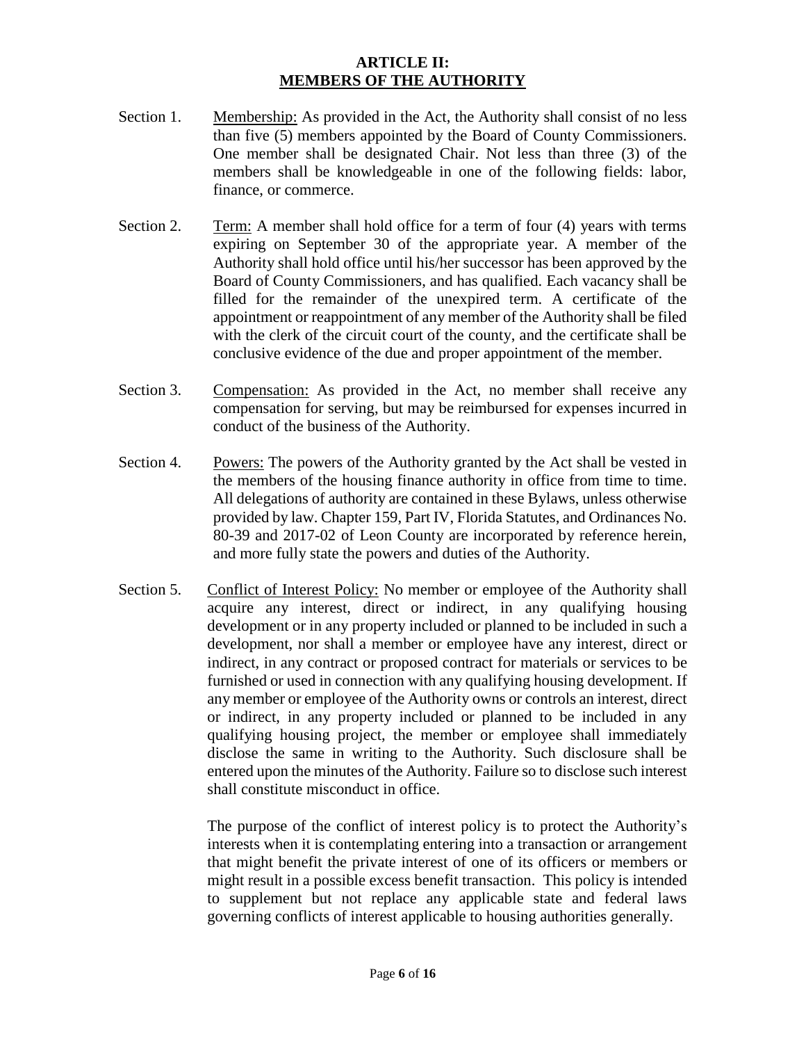## ARTICLE II:
## MEMBERS OF THE AUTHORITY

Section 1. Membership: As provided in the Act, the Authority shall consist of no less than five (5) members appointed by the Board of County Commissioners. One member shall be designated Chair. Not less than three (3) of the members shall be knowledgeable in one of the following fields: labor, finance, or commerce.

Section 2. Term: A member shall hold office for a term of four (4) years with terms expiring on September 30 of the appropriate year. A member of the Authority shall hold office until his/her successor has been approved by the Board of County Commissioners, and has qualified. Each vacancy shall be filled for the remainder of the unexpired term. A certificate of the appointment or reappointment of any member of the Authority shall be filed with the clerk of the circuit court of the county, and the certificate shall be conclusive evidence of the due and proper appointment of the member.

Section 3. Compensation: As provided in the Act, no member shall receive any compensation for serving, but may be reimbursed for expenses incurred in conduct of the business of the Authority.

Section 4. Powers: The powers of the Authority granted by the Act shall be vested in the members of the housing finance authority in office from time to time. All delegations of authority are contained in these Bylaws, unless otherwise provided by law. Chapter 159, Part IV, Florida Statutes, and Ordinances No. 80-39 and 2017-02 of Leon County are incorporated by reference herein, and more fully state the powers and duties of the Authority.

Section 5. Conflict of Interest Policy: No member or employee of the Authority shall acquire any interest, direct or indirect, in any qualifying housing development or in any property included or planned to be included in such a development, nor shall a member or employee have any interest, direct or indirect, in any contract or proposed contract for materials or services to be furnished or used in connection with any qualifying housing development. If any member or employee of the Authority owns or controls an interest, direct or indirect, in any property included or planned to be included in any qualifying housing project, the member or employee shall immediately disclose the same in writing to the Authority. Such disclosure shall be entered upon the minutes of the Authority. Failure so to disclose such interest shall constitute misconduct in office.

The purpose of the conflict of interest policy is to protect the Authority's interests when it is contemplating entering into a transaction or arrangement that might benefit the private interest of one of its officers or members or might result in a possible excess benefit transaction. This policy is intended to supplement but not replace any applicable state and federal laws governing conflicts of interest applicable to housing authorities generally.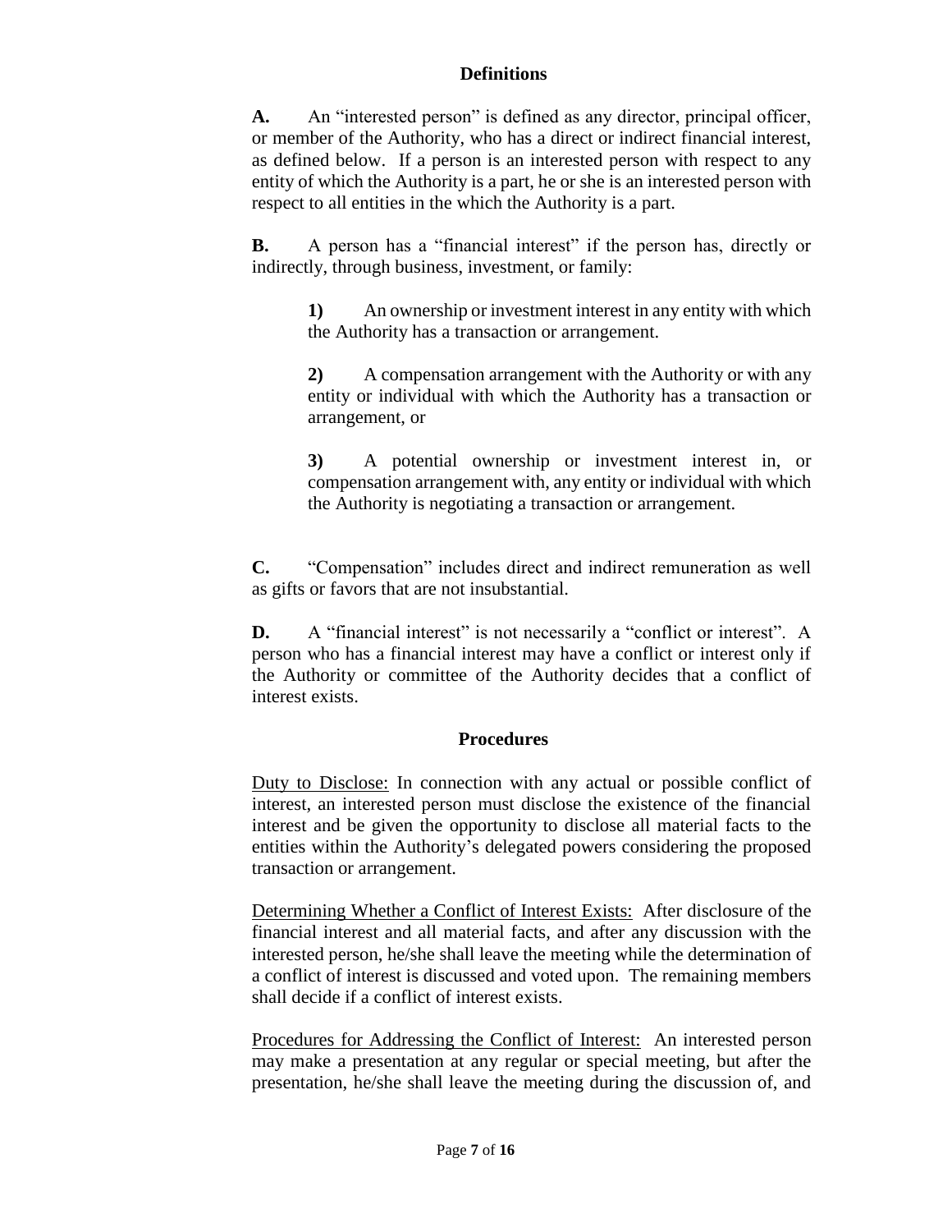## Definitions

**A.** An "interested person" is defined as any director, principal officer, or member of the Authority, who has a direct or indirect financial interest, as defined below. If a person is an interested person with respect to any entity of which the Authority is a part, he or she is an interested person with respect to all entities in the which the Authority is a part.

**B.** A person has a "financial interest" if the person has, directly or indirectly, through business, investment, or family:

> **1)** An ownership or investment interest in any entity with which the Authority has a transaction or arrangement.
>
> **2)** A compensation arrangement with the Authority or with any entity or individual with which the Authority has a transaction or arrangement, or
>
> **3)** A potential ownership or investment interest in, or compensation arrangement with, any entity or individual with which the Authority is negotiating a transaction or arrangement.

**C.** "Compensation" includes direct and indirect remuneration as well as gifts or favors that are not insubstantial.

**D.** A "financial interest" is not necessarily a "conflict or interest". A person who has a financial interest may have a conflict or interest only if the Authority or committee of the Authority decides that a conflict of interest exists.

## Procedures

Duty to Disclose: In connection with any actual or possible conflict of interest, an interested person must disclose the existence of the financial interest and be given the opportunity to disclose all material facts to the entities within the Authority's delegated powers considering the proposed transaction or arrangement.

Determining Whether a Conflict of Interest Exists: After disclosure of the financial interest and all material facts, and after any discussion with the interested person, he/she shall leave the meeting while the determination of a conflict of interest is discussed and voted upon. The remaining members shall decide if a conflict of interest exists.

Procedures for Addressing the Conflict of Interest: An interested person may make a presentation at any regular or special meeting, but after the presentation, he/she shall leave the meeting during the discussion of, and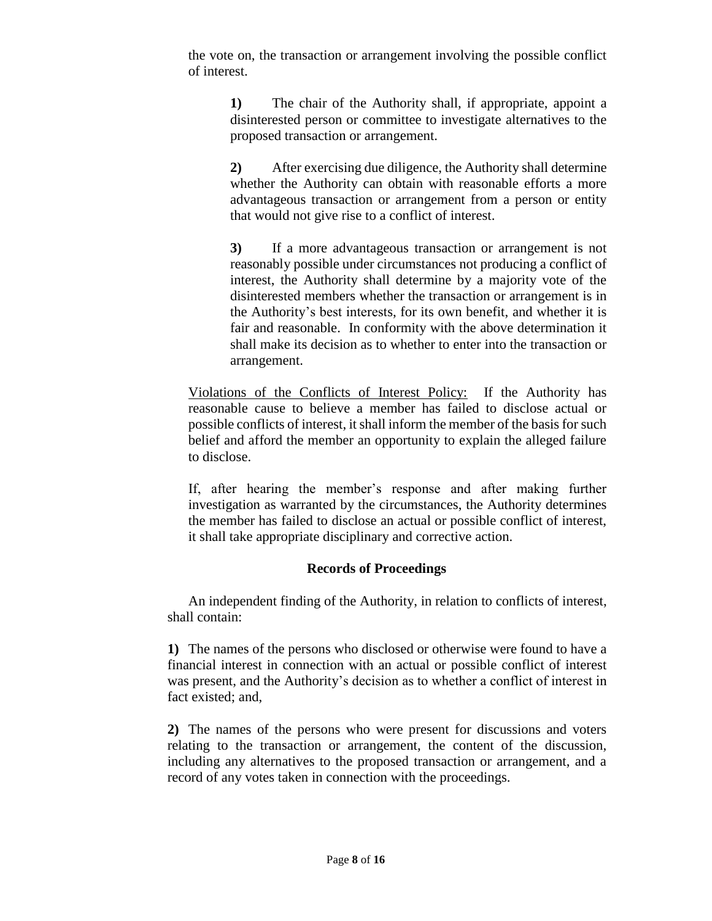the vote on, the transaction or arrangement involving the possible conflict of interest.

> **1)** The chair of the Authority shall, if appropriate, appoint a disinterested person or committee to investigate alternatives to the proposed transaction or arrangement.
>
> **2)** After exercising due diligence, the Authority shall determine whether the Authority can obtain with reasonable efforts a more advantageous transaction or arrangement from a person or entity that would not give rise to a conflict of interest.
>
> **3)** If a more advantageous transaction or arrangement is not reasonably possible under circumstances not producing a conflict of interest, the Authority shall determine by a majority vote of the disinterested members whether the transaction or arrangement is in the Authority's best interests, for its own benefit, and whether it is fair and reasonable. In conformity with the above determination it shall make its decision as to whether to enter into the transaction or arrangement.

<u>Violations of the Conflicts of Interest Policy:</u> If the Authority has reasonable cause to believe a member has failed to disclose actual or possible conflicts of interest, it shall inform the member of the basis for such belief and afford the member an opportunity to explain the alleged failure to disclose.

If, after hearing the member's response and after making further investigation as warranted by the circumstances, the Authority determines the member has failed to disclose an actual or possible conflict of interest, it shall take appropriate disciplinary and corrective action.

### Records of Proceedings

An independent finding of the Authority, in relation to conflicts of interest, shall contain:

**1)** The names of the persons who disclosed or otherwise were found to have a financial interest in connection with an actual or possible conflict of interest was present, and the Authority's decision as to whether a conflict of interest in fact existed; and,

**2)** The names of the persons who were present for discussions and voters relating to the transaction or arrangement, the content of the discussion, including any alternatives to the proposed transaction or arrangement, and a record of any votes taken in connection with the proceedings.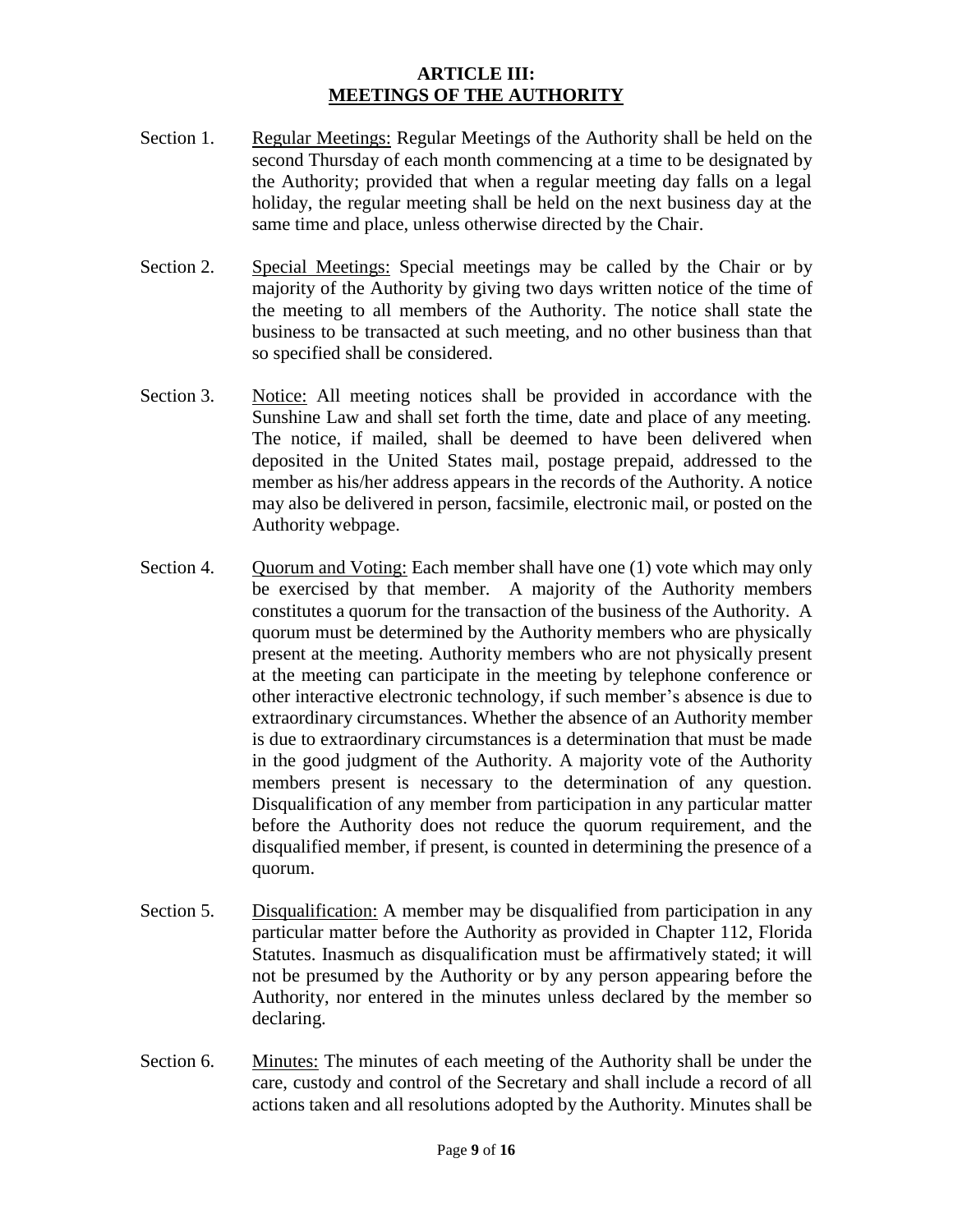## ARTICLE III: MEETINGS OF THE AUTHORITY

Section 1. Regular Meetings: Regular Meetings of the Authority shall be held on the second Thursday of each month commencing at a time to be designated by the Authority; provided that when a regular meeting day falls on a legal holiday, the regular meeting shall be held on the next business day at the same time and place, unless otherwise directed by the Chair.

Section 2. Special Meetings: Special meetings may be called by the Chair or by majority of the Authority by giving two days written notice of the time of the meeting to all members of the Authority. The notice shall state the business to be transacted at such meeting, and no other business than that so specified shall be considered.

Section 3. Notice: All meeting notices shall be provided in accordance with the Sunshine Law and shall set forth the time, date and place of any meeting. The notice, if mailed, shall be deemed to have been delivered when deposited in the United States mail, postage prepaid, addressed to the member as his/her address appears in the records of the Authority. A notice may also be delivered in person, facsimile, electronic mail, or posted on the Authority webpage.

Section 4. Quorum and Voting: Each member shall have one (1) vote which may only be exercised by that member. A majority of the Authority members constitutes a quorum for the transaction of the business of the Authority. A quorum must be determined by the Authority members who are physically present at the meeting. Authority members who are not physically present at the meeting can participate in the meeting by telephone conference or other interactive electronic technology, if such member's absence is due to extraordinary circumstances. Whether the absence of an Authority member is due to extraordinary circumstances is a determination that must be made in the good judgment of the Authority. A majority vote of the Authority members present is necessary to the determination of any question. Disqualification of any member from participation in any particular matter before the Authority does not reduce the quorum requirement, and the disqualified member, if present, is counted in determining the presence of a quorum.

Section 5. Disqualification: A member may be disqualified from participation in any particular matter before the Authority as provided in Chapter 112, Florida Statutes. Inasmuch as disqualification must be affirmatively stated; it will not be presumed by the Authority or by any person appearing before the Authority, nor entered in the minutes unless declared by the member so declaring.

Section 6. Minutes: The minutes of each meeting of the Authority shall be under the care, custody and control of the Secretary and shall include a record of all actions taken and all resolutions adopted by the Authority. Minutes shall be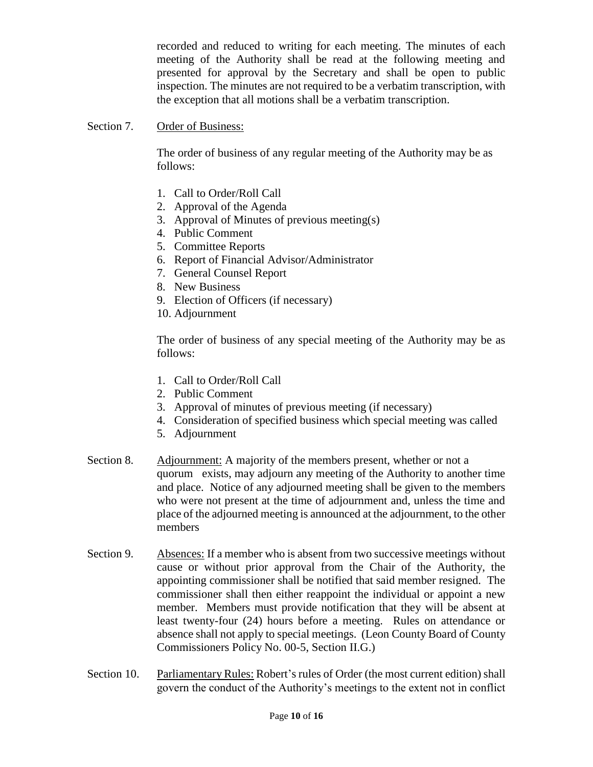recorded and reduced to writing for each meeting. The minutes of each meeting of the Authority shall be read at the following meeting and presented for approval by the Secretary and shall be open to public inspection. The minutes are not required to be a verbatim transcription, with the exception that all motions shall be a verbatim transcription.

Section 7. Order of Business:

The order of business of any regular meeting of the Authority may be as follows:

1. Call to Order/Roll Call
2. Approval of the Agenda
3. Approval of Minutes of previous meeting(s)
4. Public Comment
5. Committee Reports
6. Report of Financial Advisor/Administrator
7. General Counsel Report
8. New Business
9. Election of Officers (if necessary)
10. Adjournment

The order of business of any special meeting of the Authority may be as follows:

1. Call to Order/Roll Call
2. Public Comment
3. Approval of minutes of previous meeting (if necessary)
4. Consideration of specified business which special meeting was called
5. Adjournment

Section 8. Adjournment: A majority of the members present, whether or not a quorum exists, may adjourn any meeting of the Authority to another time and place. Notice of any adjourned meeting shall be given to the members who were not present at the time of adjournment and, unless the time and place of the adjourned meeting is announced at the adjournment, to the other members

Section 9. Absences: If a member who is absent from two successive meetings without cause or without prior approval from the Chair of the Authority, the appointing commissioner shall be notified that said member resigned. The commissioner shall then either reappoint the individual or appoint a new member. Members must provide notification that they will be absent at least twenty-four (24) hours before a meeting. Rules on attendance or absence shall not apply to special meetings. (Leon County Board of County Commissioners Policy No. 00-5, Section II.G.)

Section 10. Parliamentary Rules: Robert's rules of Order (the most current edition) shall govern the conduct of the Authority's meetings to the extent not in conflict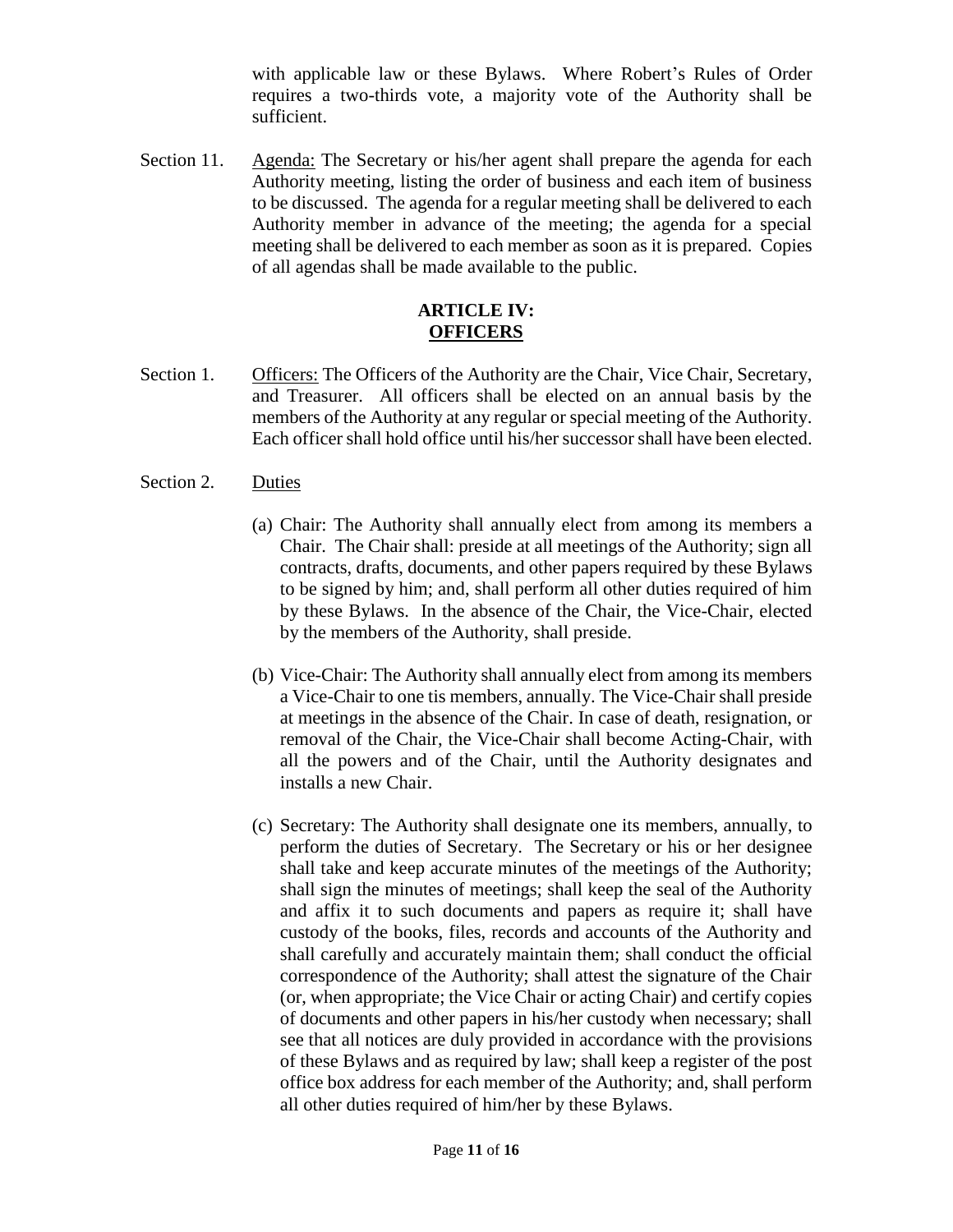with applicable law or these Bylaws. Where Robert's Rules of Order requires a two-thirds vote, a majority vote of the Authority shall be sufficient.

Section 11. Agenda: The Secretary or his/her agent shall prepare the agenda for each Authority meeting, listing the order of business and each item of business to be discussed. The agenda for a regular meeting shall be delivered to each Authority member in advance of the meeting; the agenda for a special meeting shall be delivered to each member as soon as it is prepared. Copies of all agendas shall be made available to the public.

## ARTICLE IV: OFFICERS

Section 1. Officers: The Officers of the Authority are the Chair, Vice Chair, Secretary, and Treasurer. All officers shall be elected on an annual basis by the members of the Authority at any regular or special meeting of the Authority. Each officer shall hold office until his/her successor shall have been elected.

Section 2. Duties

(a) Chair: The Authority shall annually elect from among its members a Chair. The Chair shall: preside at all meetings of the Authority; sign all contracts, drafts, documents, and other papers required by these Bylaws to be signed by him; and, shall perform all other duties required of him by these Bylaws. In the absence of the Chair, the Vice-Chair, elected by the members of the Authority, shall preside.

(b) Vice-Chair: The Authority shall annually elect from among its members a Vice-Chair to one tis members, annually. The Vice-Chair shall preside at meetings in the absence of the Chair. In case of death, resignation, or removal of the Chair, the Vice-Chair shall become Acting-Chair, with all the powers and of the Chair, until the Authority designates and installs a new Chair.

(c) Secretary: The Authority shall designate one its members, annually, to perform the duties of Secretary. The Secretary or his or her designee shall take and keep accurate minutes of the meetings of the Authority; shall sign the minutes of meetings; shall keep the seal of the Authority and affix it to such documents and papers as require it; shall have custody of the books, files, records and accounts of the Authority and shall carefully and accurately maintain them; shall conduct the official correspondence of the Authority; shall attest the signature of the Chair (or, when appropriate; the Vice Chair or acting Chair) and certify copies of documents and other papers in his/her custody when necessary; shall see that all notices are duly provided in accordance with the provisions of these Bylaws and as required by law; shall keep a register of the post office box address for each member of the Authority; and, shall perform all other duties required of him/her by these Bylaws.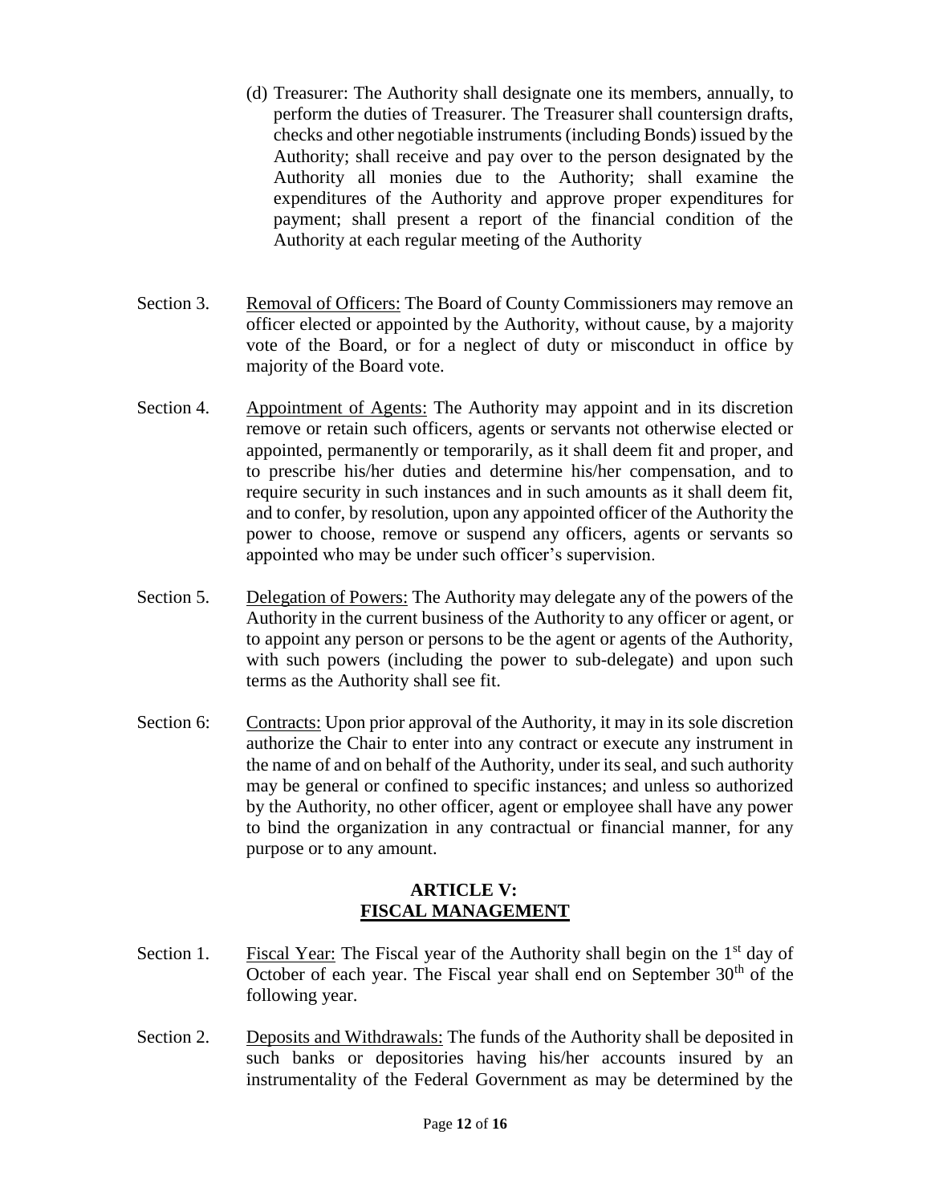(d) Treasurer: The Authority shall designate one its members, annually, to perform the duties of Treasurer. The Treasurer shall countersign drafts, checks and other negotiable instruments (including Bonds) issued by the Authority; shall receive and pay over to the person designated by the Authority all monies due to the Authority; shall examine the expenditures of the Authority and approve proper expenditures for payment; shall present a report of the financial condition of the Authority at each regular meeting of the Authority

Section 3. Removal of Officers: The Board of County Commissioners may remove an officer elected or appointed by the Authority, without cause, by a majority vote of the Board, or for a neglect of duty or misconduct in office by majority of the Board vote.

Section 4. Appointment of Agents: The Authority may appoint and in its discretion remove or retain such officers, agents or servants not otherwise elected or appointed, permanently or temporarily, as it shall deem fit and proper, and to prescribe his/her duties and determine his/her compensation, and to require security in such instances and in such amounts as it shall deem fit, and to confer, by resolution, upon any appointed officer of the Authority the power to choose, remove or suspend any officers, agents or servants so appointed who may be under such officer's supervision.

Section 5. Delegation of Powers: The Authority may delegate any of the powers of the Authority in the current business of the Authority to any officer or agent, or to appoint any person or persons to be the agent or agents of the Authority, with such powers (including the power to sub-delegate) and upon such terms as the Authority shall see fit.

Section 6: Contracts: Upon prior approval of the Authority, it may in its sole discretion authorize the Chair to enter into any contract or execute any instrument in the name of and on behalf of the Authority, under its seal, and such authority may be general or confined to specific instances; and unless so authorized by the Authority, no other officer, agent or employee shall have any power to bind the organization in any contractual or financial manner, for any purpose or to any amount.

## ARTICLE V: FISCAL MANAGEMENT

Section 1. Fiscal Year: The Fiscal year of the Authority shall begin on the 1st day of October of each year. The Fiscal year shall end on September 30th of the following year.

Section 2. Deposits and Withdrawals: The funds of the Authority shall be deposited in such banks or depositories having his/her accounts insured by an instrumentality of the Federal Government as may be determined by the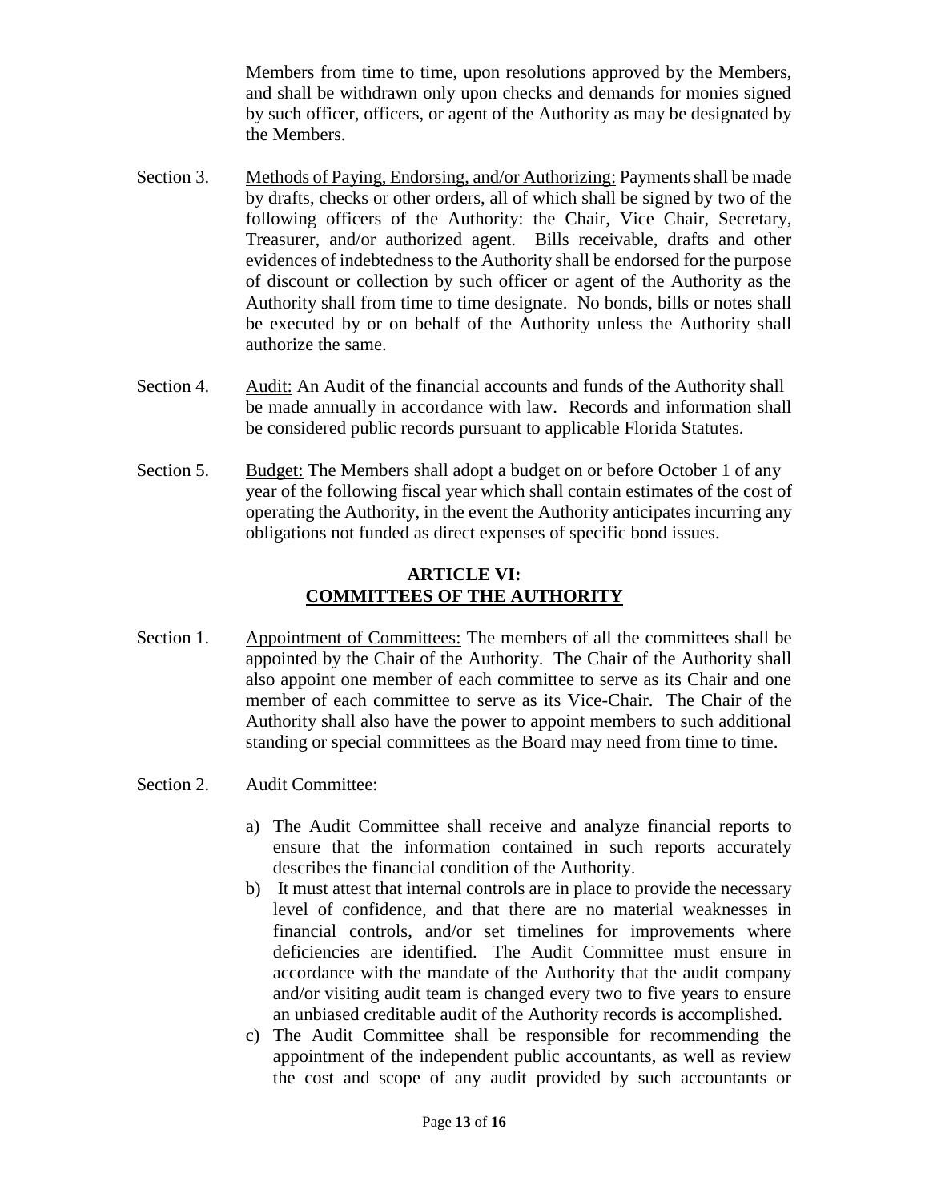Members from time to time, upon resolutions approved by the Members, and shall be withdrawn only upon checks and demands for monies signed by such officer, officers, or agent of the Authority as may be designated by the Members.

Section 3. Methods of Paying, Endorsing, and/or Authorizing: Payments shall be made by drafts, checks or other orders, all of which shall be signed by two of the following officers of the Authority: the Chair, Vice Chair, Secretary, Treasurer, and/or authorized agent. Bills receivable, drafts and other evidences of indebtedness to the Authority shall be endorsed for the purpose of discount or collection by such officer or agent of the Authority as the Authority shall from time to time designate. No bonds, bills or notes shall be executed by or on behalf of the Authority unless the Authority shall authorize the same.

Section 4. Audit: An Audit of the financial accounts and funds of the Authority shall be made annually in accordance with law. Records and information shall be considered public records pursuant to applicable Florida Statutes.

Section 5. Budget: The Members shall adopt a budget on or before October 1 of any year of the following fiscal year which shall contain estimates of the cost of operating the Authority, in the event the Authority anticipates incurring any obligations not funded as direct expenses of specific bond issues.

## ARTICLE VI: COMMITTEES OF THE AUTHORITY

Section 1. Appointment of Committees: The members of all the committees shall be appointed by the Chair of the Authority. The Chair of the Authority shall also appoint one member of each committee to serve as its Chair and one member of each committee to serve as its Vice-Chair. The Chair of the Authority shall also have the power to appoint members to such additional standing or special committees as the Board may need from time to time.

Section 2. Audit Committee:

a) The Audit Committee shall receive and analyze financial reports to ensure that the information contained in such reports accurately describes the financial condition of the Authority.
b) It must attest that internal controls are in place to provide the necessary level of confidence, and that there are no material weaknesses in financial controls, and/or set timelines for improvements where deficiencies are identified. The Audit Committee must ensure in accordance with the mandate of the Authority that the audit company and/or visiting audit team is changed every two to five years to ensure an unbiased creditable audit of the Authority records is accomplished.
c) The Audit Committee shall be responsible for recommending the appointment of the independent public accountants, as well as review the cost and scope of any audit provided by such accountants or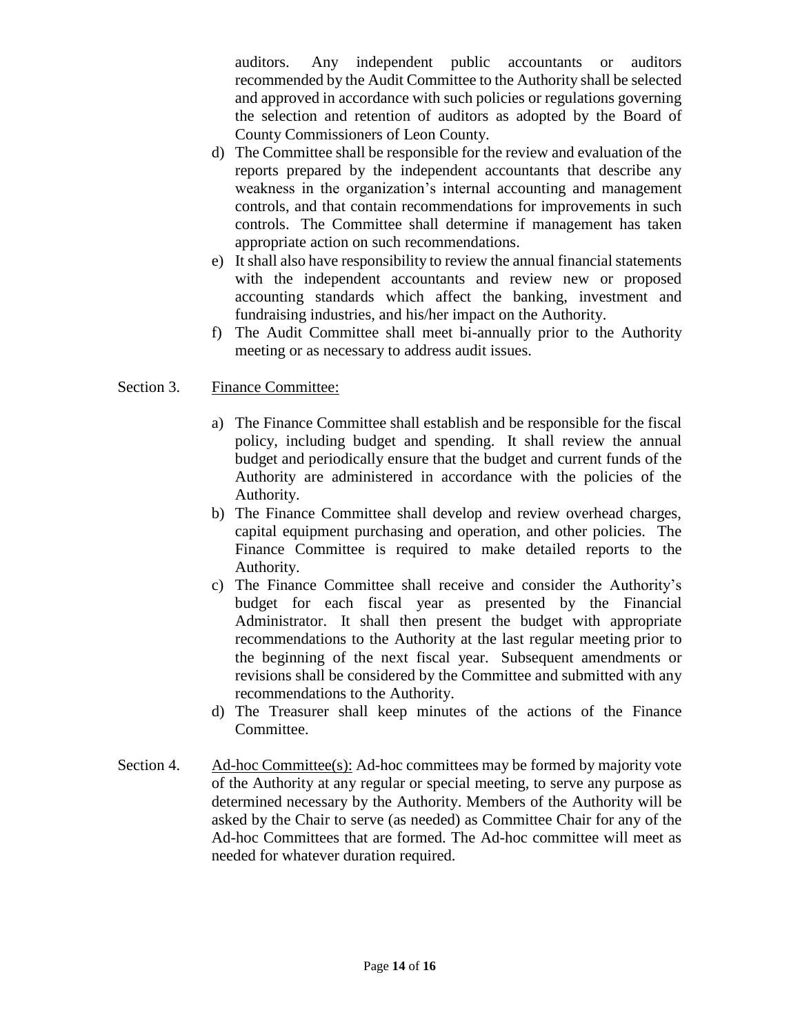auditors. Any independent public accountants or auditors recommended by the Audit Committee to the Authority shall be selected and approved in accordance with such policies or regulations governing the selection and retention of auditors as adopted by the Board of County Commissioners of Leon County.

d) The Committee shall be responsible for the review and evaluation of the reports prepared by the independent accountants that describe any weakness in the organization's internal accounting and management controls, and that contain recommendations for improvements in such controls. The Committee shall determine if management has taken appropriate action on such recommendations.

e) It shall also have responsibility to review the annual financial statements with the independent accountants and review new or proposed accounting standards which affect the banking, investment and fundraising industries, and his/her impact on the Authority.

f) The Audit Committee shall meet bi-annually prior to the Authority meeting or as necessary to address audit issues.

Section 3. Finance Committee:

a) The Finance Committee shall establish and be responsible for the fiscal policy, including budget and spending. It shall review the annual budget and periodically ensure that the budget and current funds of the Authority are administered in accordance with the policies of the Authority.

b) The Finance Committee shall develop and review overhead charges, capital equipment purchasing and operation, and other policies. The Finance Committee is required to make detailed reports to the Authority.

c) The Finance Committee shall receive and consider the Authority's budget for each fiscal year as presented by the Financial Administrator. It shall then present the budget with appropriate recommendations to the Authority at the last regular meeting prior to the beginning of the next fiscal year. Subsequent amendments or revisions shall be considered by the Committee and submitted with any recommendations to the Authority.

d) The Treasurer shall keep minutes of the actions of the Finance Committee.

Section 4. Ad-hoc Committee(s): Ad-hoc committees may be formed by majority vote of the Authority at any regular or special meeting, to serve any purpose as determined necessary by the Authority. Members of the Authority will be asked by the Chair to serve (as needed) as Committee Chair for any of the Ad-hoc Committees that are formed. The Ad-hoc committee will meet as needed for whatever duration required.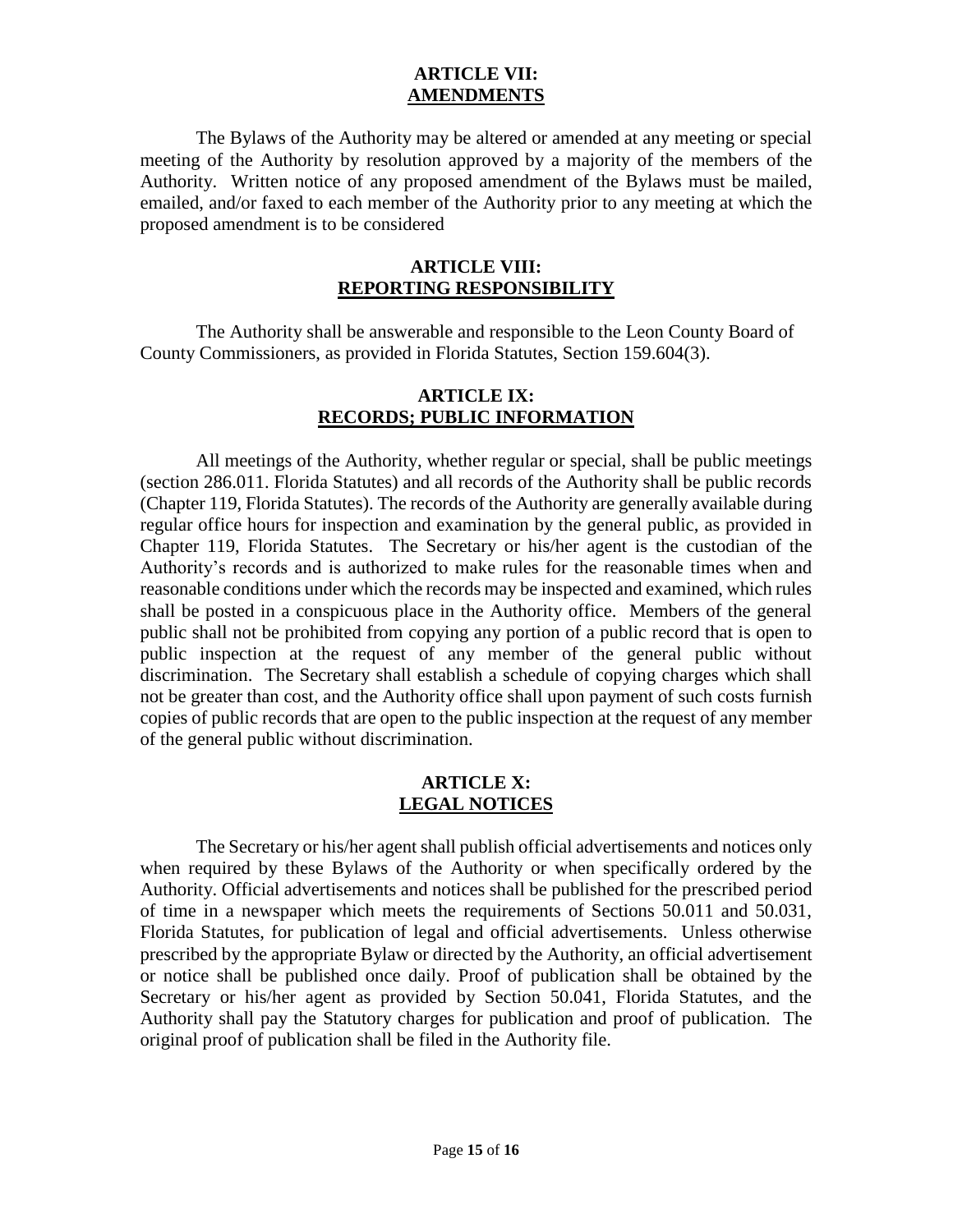## ARTICLE VII: AMENDMENTS

The Bylaws of the Authority may be altered or amended at any meeting or special meeting of the Authority by resolution approved by a majority of the members of the Authority. Written notice of any proposed amendment of the Bylaws must be mailed, emailed, and/or faxed to each member of the Authority prior to any meeting at which the proposed amendment is to be considered

## ARTICLE VIII: REPORTING RESPONSIBILITY

The Authority shall be answerable and responsible to the Leon County Board of County Commissioners, as provided in Florida Statutes, Section 159.604(3).

## ARTICLE IX: RECORDS; PUBLIC INFORMATION

All meetings of the Authority, whether regular or special, shall be public meetings (section 286.011. Florida Statutes) and all records of the Authority shall be public records (Chapter 119, Florida Statutes). The records of the Authority are generally available during regular office hours for inspection and examination by the general public, as provided in Chapter 119, Florida Statutes. The Secretary or his/her agent is the custodian of the Authority's records and is authorized to make rules for the reasonable times when and reasonable conditions under which the records may be inspected and examined, which rules shall be posted in a conspicuous place in the Authority office. Members of the general public shall not be prohibited from copying any portion of a public record that is open to public inspection at the request of any member of the general public without discrimination. The Secretary shall establish a schedule of copying charges which shall not be greater than cost, and the Authority office shall upon payment of such costs furnish copies of public records that are open to the public inspection at the request of any member of the general public without discrimination.

## ARTICLE X: LEGAL NOTICES

The Secretary or his/her agent shall publish official advertisements and notices only when required by these Bylaws of the Authority or when specifically ordered by the Authority. Official advertisements and notices shall be published for the prescribed period of time in a newspaper which meets the requirements of Sections 50.011 and 50.031, Florida Statutes, for publication of legal and official advertisements. Unless otherwise prescribed by the appropriate Bylaw or directed by the Authority, an official advertisement or notice shall be published once daily. Proof of publication shall be obtained by the Secretary or his/her agent as provided by Section 50.041, Florida Statutes, and the Authority shall pay the Statutory charges for publication and proof of publication. The original proof of publication shall be filed in the Authority file.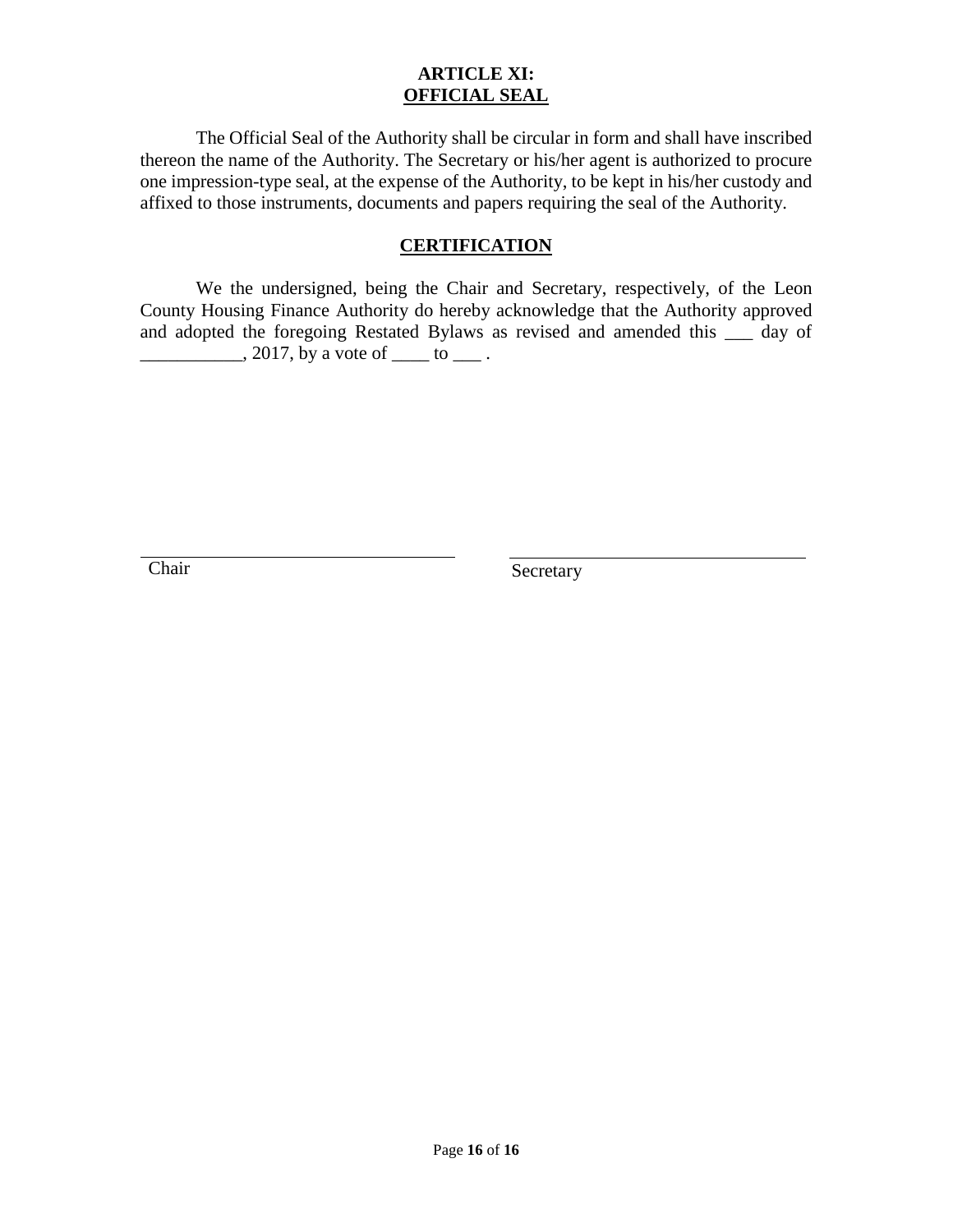## ARTICLE XI:
## OFFICIAL SEAL

The Official Seal of the Authority shall be circular in form and shall have inscribed thereon the name of the Authority. The Secretary or his/her agent is authorized to procure one impression-type seal, at the expense of the Authority, to be kept in his/her custody and affixed to those instruments, documents and papers requiring the seal of the Authority.

## CERTIFICATION

We the undersigned, being the Chair and Secretary, respectively, of the Leon County Housing Finance Authority do hereby acknowledge that the Authority approved and adopted the foregoing Restated Bylaws as revised and amended this ___ day of ___________, 2017, by a vote of ____ to ___ .

___________________________________ ___________________________________

Chair Secretary